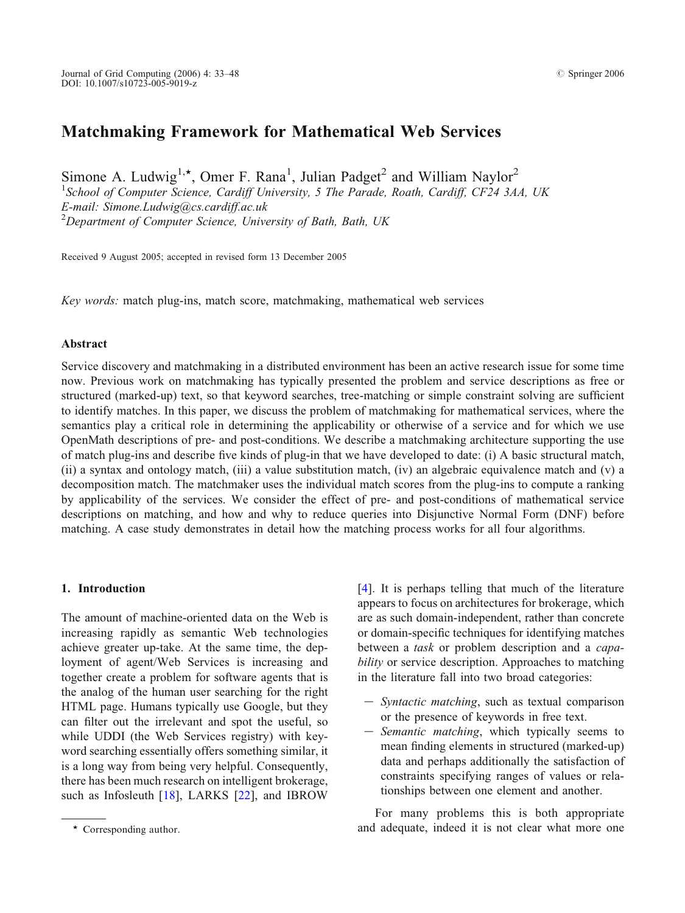# Matchmaking Framework for Mathematical Web Services

Simone A. Ludwig[1,⋆], Omer F. Rana[1], Julian Padget[2] and William Naylor[2]

[1]*School of Computer Science, Cardiff University, 5 The Parade, Roath, Cardiff, CF24 3AA, UK*
*E-mail: Simone.Ludwig@cs.cardiff.ac.uk*
[2]*Department of Computer Science, University of Bath, Bath, UK*

Received 9 August 2005; accepted in revised form 13 December 2005

*Key words:* match plug-ins, match score, matchmaking, mathematical web services

## Abstract

Service discovery and matchmaking in a distributed environment has been an active research issue for some time now. Previous work on matchmaking has typically presented the problem and service descriptions as free or structured (marked-up) text, so that keyword searches, tree-matching or simple constraint solving are sufficient to identify matches. In this paper, we discuss the problem of matchmaking for mathematical services, where the semantics play a critical role in determining the applicability or otherwise of a service and for which we use OpenMath descriptions of pre- and post-conditions. We describe a matchmaking architecture supporting the use of match plug-ins and describe five kinds of plug-in that we have developed to date: (i) A basic structural match, (ii) a syntax and ontology match, (iii) a value substitution match, (iv) an algebraic equivalence match and (v) a decomposition match. The matchmaker uses the individual match scores from the plug-ins to compute a ranking by applicability of the services. We consider the effect of pre- and post-conditions of mathematical service descriptions on matching, and how and why to reduce queries into Disjunctive Normal Form (DNF) before matching. A case study demonstrates in detail how the matching process works for all four algorithms.

## 1. Introduction

The amount of machine-oriented data on the Web is increasing rapidly as semantic Web technologies achieve greater up-take. At the same time, the deployment of agent/Web Services is increasing and together create a problem for software agents that is the analog of the human user searching for the right HTML page. Humans typically use Google, but they can filter out the irrelevant and spot the useful, so while UDDI (the Web Services registry) with keyword searching essentially offers something similar, it is a long way from being very helpful. Consequently, there has been much research on intelligent brokerage, such as Infosleuth [18], LARKS [22], and IBROW [4]. It is perhaps telling that much of the literature appears to focus on architectures for brokerage, which are as such domain-independent, rather than concrete or domain-specific techniques for identifying matches between a *task* or problem description and a *capability* or service description. Approaches to matching in the literature fall into two broad categories:

- *Syntactic matching*, such as textual comparison or the presence of keywords in free text.
- *Semantic matching*, which typically seems to mean finding elements in structured (marked-up) data and perhaps additionally the satisfaction of constraints specifying ranges of values or relationships between one element and another.

For many problems this is both appropriate and adequate, indeed it is not clear what more one

⋆ Corresponding author.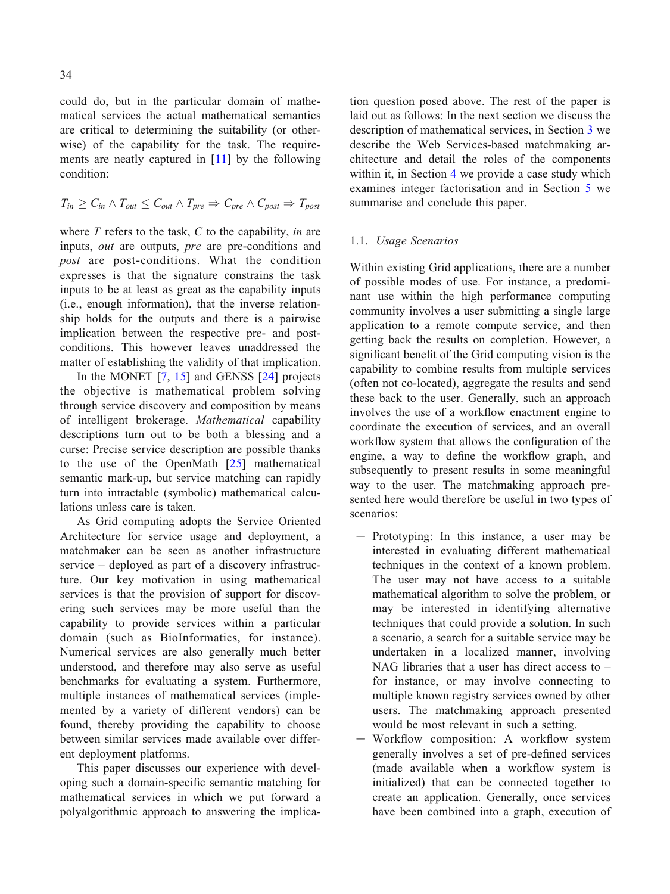could do, but in the particular domain of mathematical services the actual mathematical semantics are critical to determining the suitability (or otherwise) of the capability for the task. The requirements are neatly captured in [11] by the following condition:

$$T_{in} \geq C_{in} \wedge T_{out} \leq C_{out} \wedge T_{pre} \Rightarrow C_{pre} \wedge C_{post} \Rightarrow T_{post}$$

where $T$ refers to the task, $C$ to the capability, *in* are inputs, *out* are outputs, *pre* are pre-conditions and *post* are post-conditions. What the condition expresses is that the signature constrains the task inputs to be at least as great as the capability inputs (i.e., enough information), that the inverse relationship holds for the outputs and there is a pairwise implication between the respective pre- and post-conditions. This however leaves unaddressed the matter of establishing the validity of that implication.

In the MONET [7, 15] and GENSS [24] projects the objective is mathematical problem solving through service discovery and composition by means of intelligent brokerage. *Mathematical* capability descriptions turn out to be both a blessing and a curse: Precise service description are possible thanks to the use of the OpenMath [25] mathematical semantic mark-up, but service matching can rapidly turn into intractable (symbolic) mathematical calculations unless care is taken.

As Grid computing adopts the Service Oriented Architecture for service usage and deployment, a matchmaker can be seen as another infrastructure service – deployed as part of a discovery infrastructure. Our key motivation in using mathematical services is that the provision of support for discovering such services may be more useful than the capability to provide services within a particular domain (such as BioInformatics, for instance). Numerical services are also generally much better understood, and therefore may also serve as useful benchmarks for evaluating a system. Furthermore, multiple instances of mathematical services (implemented by a variety of different vendors) can be found, thereby providing the capability to choose between similar services made available over different deployment platforms.

This paper discusses our experience with developing such a domain-specific semantic matching for mathematical services in which we put forward a polyalgorithmic approach to answering the implication question posed above. The rest of the paper is laid out as follows: In the next section we discuss the description of mathematical services, in Section 3 we describe the Web Services-based matchmaking architecture and detail the roles of the components within it, in Section 4 we provide a case study which examines integer factorisation and in Section 5 we summarise and conclude this paper.

### 1.1. *Usage Scenarios*

Within existing Grid applications, there are a number of possible modes of use. For instance, a predominant use within the high performance computing community involves a user submitting a single large application to a remote compute service, and then getting back the results on completion. However, a significant benefit of the Grid computing vision is the capability to combine results from multiple services (often not co-located), aggregate the results and send these back to the user. Generally, such an approach involves the use of a workflow enactment engine to coordinate the execution of services, and an overall workflow system that allows the configuration of the engine, a way to define the workflow graph, and subsequently to present results in some meaningful way to the user. The matchmaking approach presented here would therefore be useful in two types of scenarios:

- Prototyping: In this instance, a user may be interested in evaluating different mathematical techniques in the context of a known problem. The user may not have access to a suitable mathematical algorithm to solve the problem, or may be interested in identifying alternative techniques that could provide a solution. In such a scenario, a search for a suitable service may be undertaken in a localized manner, involving NAG libraries that a user has direct access to – for instance, or may involve connecting to multiple known registry services owned by other users. The matchmaking approach presented would be most relevant in such a setting.
- Workflow composition: A workflow system generally involves a set of pre-defined services (made available when a workflow system is initialized) that can be connected together to create an application. Generally, once services have been combined into a graph, execution of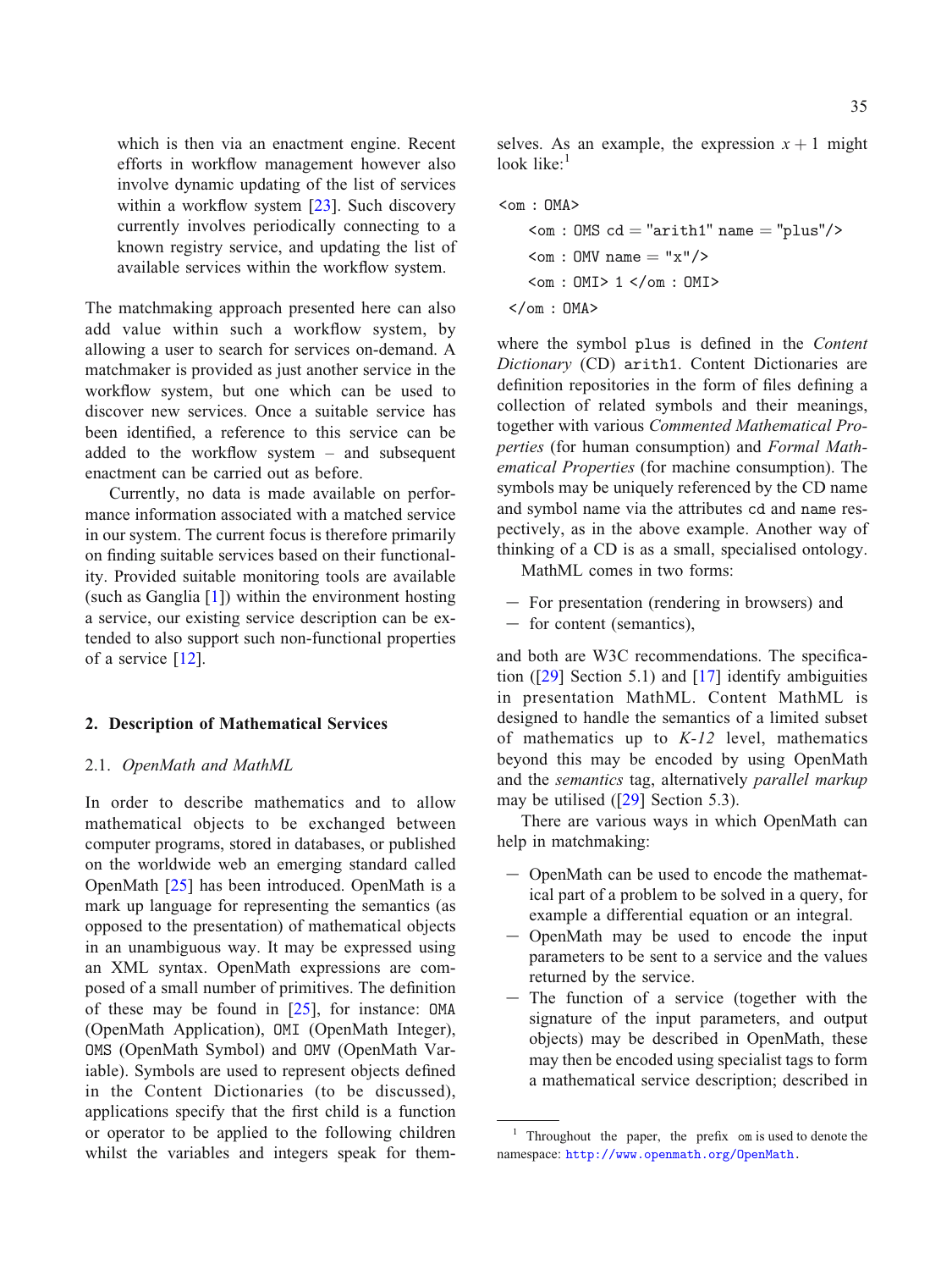which is then via an enactment engine. Recent efforts in workflow management however also involve dynamic updating of the list of services within a workflow system [23]. Such discovery currently involves periodically connecting to a known registry service, and updating the list of available services within the workflow system.

The matchmaking approach presented here can also add value within such a workflow system, by allowing a user to search for services on-demand. A matchmaker is provided as just another service in the workflow system, but one which can be used to discover new services. Once a suitable service has been identified, a reference to this service can be added to the workflow system – and subsequent enactment can be carried out as before.

Currently, no data is made available on performance information associated with a matched service in our system. The current focus is therefore primarily on finding suitable services based on their functionality. Provided suitable monitoring tools are available (such as Ganglia [1]) within the environment hosting a service, our existing service description can be extended to also support such non-functional properties of a service [12].

## 2. Description of Mathematical Services

### 2.1. *OpenMath and MathML*

In order to describe mathematics and to allow mathematical objects to be exchanged between computer programs, stored in databases, or published on the worldwide web an emerging standard called OpenMath [25] has been introduced. OpenMath is a mark up language for representing the semantics (as opposed to the presentation) of mathematical objects in an unambiguous way. It may be expressed using an XML syntax. OpenMath expressions are composed of a small number of primitives. The definition of these may be found in [25], for instance: `OMA` (OpenMath Application), `OMI` (OpenMath Integer), `OMS` (OpenMath Symbol) and `OMV` (OpenMath Variable). Symbols are used to represent objects defined in the Content Dictionaries (to be discussed), applications specify that the first child is a function or operator to be applied to the following children whilst the variables and integers speak for themselves. As an example, the expression $x + 1$ might look like:[1]

```
<om : OMA>
    <om : OMS cd = "arith1" name = "plus"/>
    <om : OMV name = "x"/>
    <om : OMI> 1 </om : OMI>
</om : OMA>
```

where the symbol `plus` is defined in the *Content Dictionary* (CD) `arith1`. Content Dictionaries are definition repositories in the form of files defining a collection of related symbols and their meanings, together with various *Commented Mathematical Properties* (for human consumption) and *Formal Mathematical Properties* (for machine consumption). The symbols may be uniquely referenced by the CD name and symbol name via the attributes `cd` and `name` respectively, as in the above example. Another way of thinking of a CD is as a small, specialised ontology.

MathML comes in two forms:

- For presentation (rendering in browsers) and
- for content (semantics),

and both are W3C recommendations. The specification ([29] Section 5.1) and [17] identify ambiguities in presentation MathML. Content MathML is designed to handle the semantics of a limited subset of mathematics up to *K-12* level, mathematics beyond this may be encoded by using OpenMath and the *semantics* tag, alternatively *parallel markup* may be utilised ([29] Section 5.3).

There are various ways in which OpenMath can help in matchmaking:

- OpenMath can be used to encode the mathematical part of a problem to be solved in a query, for example a differential equation or an integral.
- OpenMath may be used to encode the input parameters to be sent to a service and the values returned by the service.
- The function of a service (together with the signature of the input parameters, and output objects) may be described in OpenMath, these may then be encoded using specialist tags to form a mathematical service description; described in

[1] Throughout the paper, the prefix om is used to denote the namespace: http://www.openmath.org/OpenMath.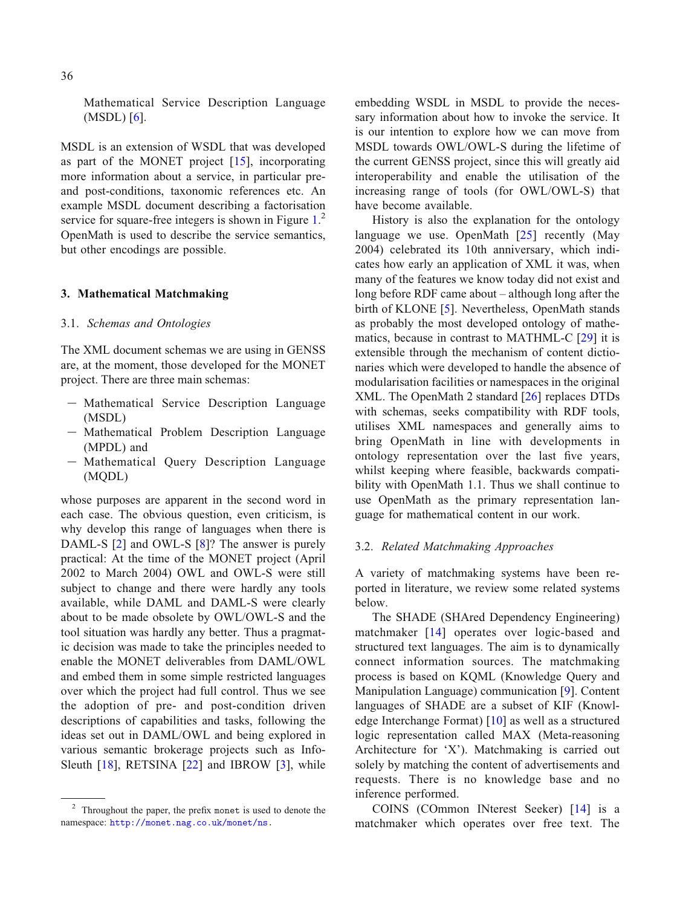Mathematical Service Description Language (MSDL) [6].

MSDL is an extension of WSDL that was developed as part of the MONET project [15], incorporating more information about a service, in particular pre- and post-conditions, taxonomic references etc. An example MSDL document describing a factorisation service for square-free integers is shown in Figure 1.[2] OpenMath is used to describe the service semantics, but other encodings are possible.

## 3. Mathematical Matchmaking

### 3.1. *Schemas and Ontologies*

The XML document schemas we are using in GENSS are, at the moment, those developed for the MONET project. There are three main schemas:

- Mathematical Service Description Language (MSDL)
- Mathematical Problem Description Language (MPDL) and
- Mathematical Query Description Language (MQDL)

whose purposes are apparent in the second word in each case. The obvious question, even criticism, is why develop this range of languages when there is DAML-S [2] and OWL-S [8]? The answer is purely practical: At the time of the MONET project (April 2002 to March 2004) OWL and OWL-S were still subject to change and there were hardly any tools available, while DAML and DAML-S were clearly about to be made obsolete by OWL/OWL-S and the tool situation was hardly any better. Thus a pragmatic decision was made to take the principles needed to enable the MONET deliverables from DAML/OWL and embed them in some simple restricted languages over which the project had full control. Thus we see the adoption of pre- and post-condition driven descriptions of capabilities and tasks, following the ideas set out in DAML/OWL and being explored in various semantic brokerage projects such as Info-Sleuth [18], RETSINA [22] and IBROW [3], while embedding WSDL in MSDL to provide the necessary information about how to invoke the service. It is our intention to explore how we can move from MSDL towards OWL/OWL-S during the lifetime of the current GENSS project, since this will greatly aid interoperability and enable the utilisation of the increasing range of tools (for OWL/OWL-S) that have become available.

History is also the explanation for the ontology language we use. OpenMath [25] recently (May 2004) celebrated its 10th anniversary, which indicates how early an application of XML it was, when many of the features we know today did not exist and long before RDF came about – although long after the birth of KLONE [5]. Nevertheless, OpenMath stands as probably the most developed ontology of mathematics, because in contrast to MATHML-C [29] it is extensible through the mechanism of content dictionaries which were developed to handle the absence of modularisation facilities or namespaces in the original XML. The OpenMath 2 standard [26] replaces DTDs with schemas, seeks compatibility with RDF tools, utilises XML namespaces and generally aims to bring OpenMath in line with developments in ontology representation over the last five years, whilst keeping where feasible, backwards compatibility with OpenMath 1.1. Thus we shall continue to use OpenMath as the primary representation language for mathematical content in our work.

### 3.2. *Related Matchmaking Approaches*

A variety of matchmaking systems have been reported in literature, we review some related systems below.

The SHADE (SHAred Dependency Engineering) matchmaker [14] operates over logic-based and structured text languages. The aim is to dynamically connect information sources. The matchmaking process is based on KQML (Knowledge Query and Manipulation Language) communication [9]. Content languages of SHADE are a subset of KIF (Knowledge Interchange Format) [10] as well as a structured logic representation called MAX (Meta-reasoning Architecture for 'X'). Matchmaking is carried out solely by matching the content of advertisements and requests. There is no knowledge base and no inference performed.

COINS (COmmon INterest Seeker) [14] is a matchmaker which operates over free text. The

[2] Throughout the paper, the prefix `monet` is used to denote the namespace: http://monet.nag.co.uk/monet/ns.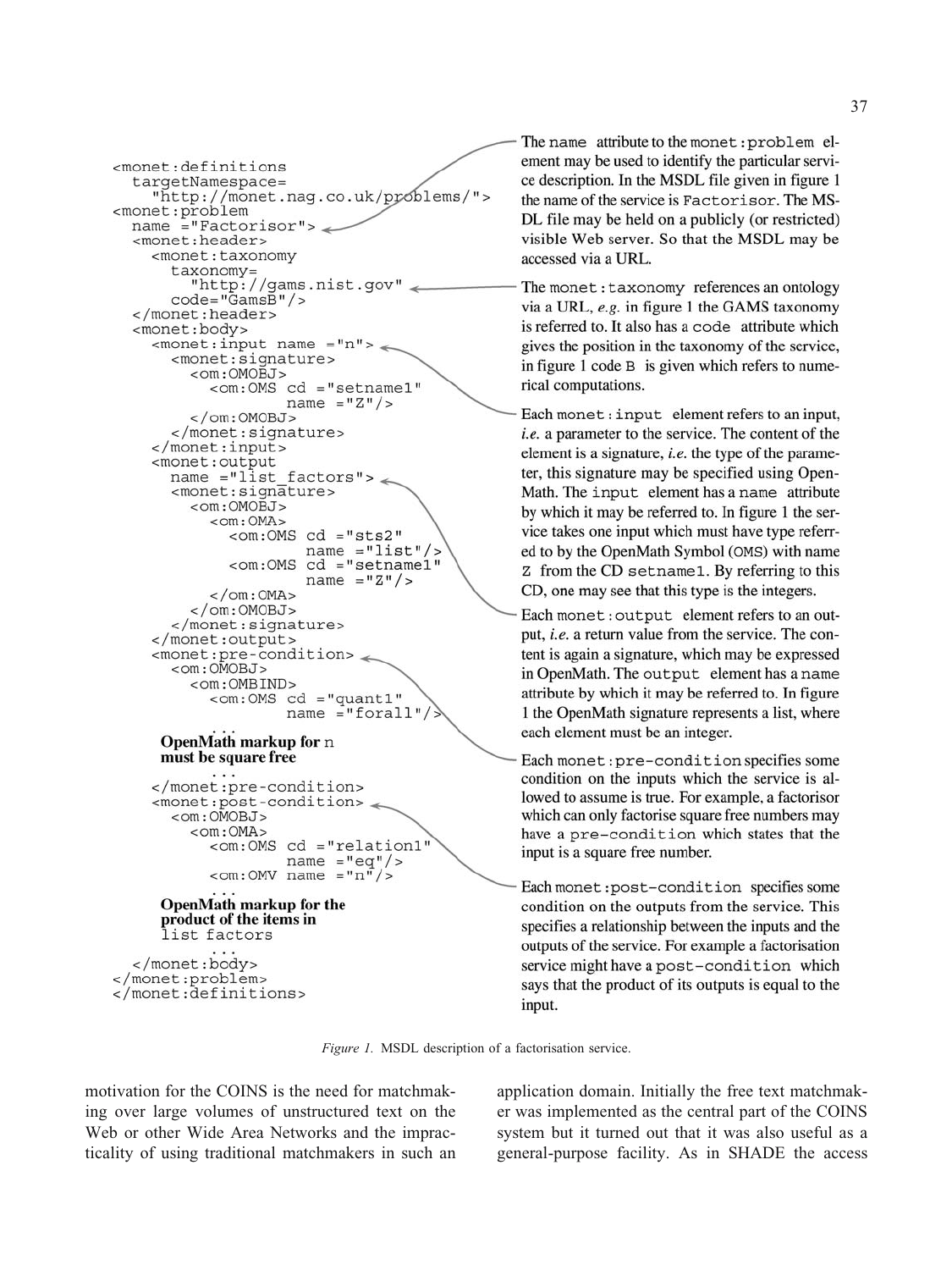```
<monet:definitions
  targetNamespace=
    "http://monet.nag.co.uk/problems/">
<monet:problem
  name ="Factorisor">
  <monet:header>
    <monet:taxonomy
      taxonomy=
        "http://gams.nist.gov"
      code="GamsB"/>
  </monet:header>
  <monet:body>
    <monet:input name ="n">
      <monet:signature>
        <om:OMOBJ>
          <om:OMS cd ="setname1"
                  name ="Z"/>
        </om:OMOBJ>
      </monet:signature>
    </monet:input>
    <monet:output
      name ="list_factors">
      <monet:signature>
        <om:OMOBJ>
          <om:OMA>
            <om:OMS cd ="sts2"
                    name ="list"/>
            <om:OMS cd ="setname1"
                    name ="Z"/>
          </om:OMA>
        </om:OMOBJ>
      </monet:signature>
    </monet:output>
    <monet:pre-condition>
      <om:OMOBJ>
        <om:OMBIND>
          <om:OMS cd ="quant1"
                  name ="forall"/>
          ...
      OpenMath markup for n
      must be square free
          ...
    </monet:pre-condition>
    <monet:post-condition>
      <om:OMOBJ>
        <om:OMA>
          <om:OMS cd ="relation1"
                  name ="eq"/>
          <om:OMV name ="n"/>
          ...
      OpenMath markup for the
      product of the items in
      list factors
          ...
  </monet:body>
</monet:problem>
</monet:definitions>
```

The `name` attribute to the `monet:problem` element may be used to identify the particular service description. In the MSDL file given in figure 1 the name of the service is `Factorisor`. The MSDL file may be held on a publicly (or restricted) visible Web server. So that the MSDL may be accessed via a URL.

The `monet:taxonomy` references an ontology via a URL, *e.g.* in figure 1 the GAMS taxonomy is referred to. It also has a `code` attribute which gives the position in the taxonomy of the service, in figure 1 code `B` is given which refers to numerical computations.

Each `monet:input` element refers to an input, *i.e.* a parameter to the service. The content of the element is a signature, *i.e.* the type of the parameter, this signature may be specified using OpenMath. The `input` element has a `name` attribute by which it may be referred to. In figure 1 the service takes one input which must have type referred to by the OpenMath Symbol (`OMS`) with name `Z` from the CD `setname1`. By referring to this CD, one may see that this type is the integers.

Each `monet:output` element refers to an output, *i.e.* a return value from the service. The content is again a signature, which may be expressed in OpenMath. The `output` element has a `name` attribute by which it may be referred to. In figure 1 the OpenMath signature represents a list, where each element must be an integer.

Each `monet:pre-condition` specifies some condition on the inputs which the service is allowed to assume is true. For example, a factorisor which can only factorise square free numbers may have a `pre-condition` which states that the input is a square free number.

Each `monet:post-condition` specifies some condition on the outputs from the service. This specifies a relationship between the inputs and the outputs of the service. For example a factorisation service might have a `post-condition` which says that the product of its outputs is equal to the input.

*Figure 1.* MSDL description of a factorisation service.

motivation for the COINS is the need for matchmaking over large volumes of unstructured text on the Web or other Wide Area Networks and the impracticality of using traditional matchmakers in such an application domain. Initially the free text matchmaker was implemented as the central part of the COINS system but it turned out that it was also useful as a general-purpose facility. As in SHADE the access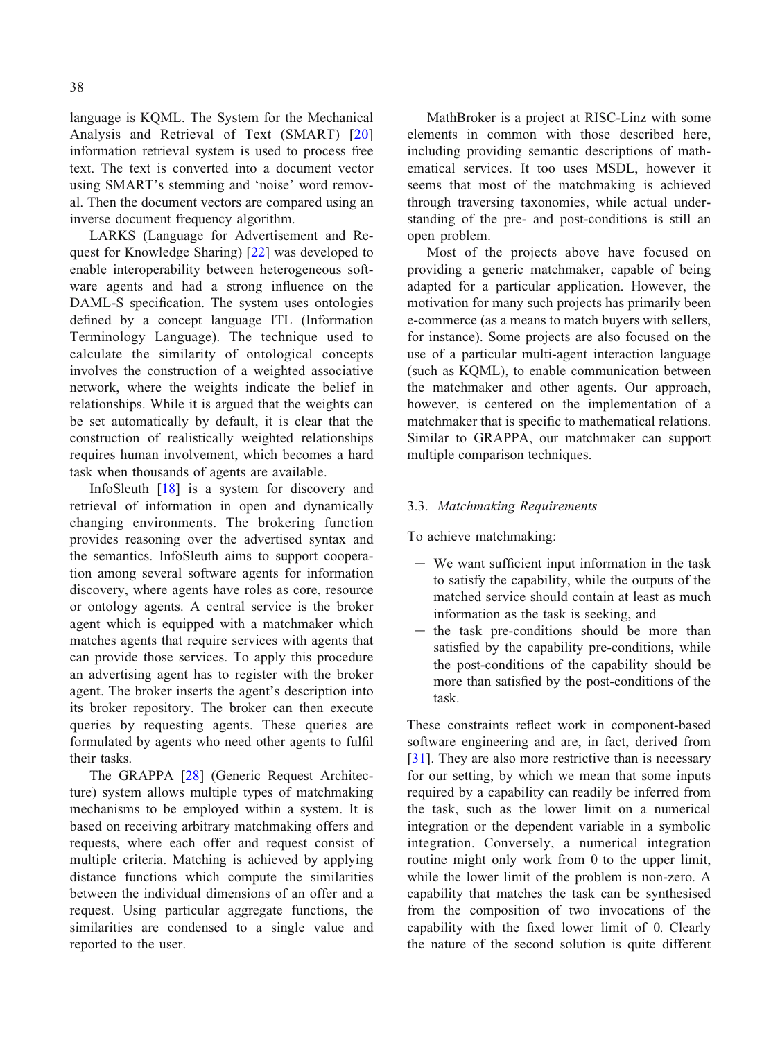language is KQML. The System for the Mechanical Analysis and Retrieval of Text (SMART) [20] information retrieval system is used to process free text. The text is converted into a document vector using SMART's stemming and 'noise' word removal. Then the document vectors are compared using an inverse document frequency algorithm.

LARKS (Language for Advertisement and Request for Knowledge Sharing) [22] was developed to enable interoperability between heterogeneous software agents and had a strong influence on the DAML-S specification. The system uses ontologies defined by a concept language ITL (Information Terminology Language). The technique used to calculate the similarity of ontological concepts involves the construction of a weighted associative network, where the weights indicate the belief in relationships. While it is argued that the weights can be set automatically by default, it is clear that the construction of realistically weighted relationships requires human involvement, which becomes a hard task when thousands of agents are available.

InfoSleuth [18] is a system for discovery and retrieval of information in open and dynamically changing environments. The brokering function provides reasoning over the advertised syntax and the semantics. InfoSleuth aims to support cooperation among several software agents for information discovery, where agents have roles as core, resource or ontology agents. A central service is the broker agent which is equipped with a matchmaker which matches agents that require services with agents that can provide those services. To apply this procedure an advertising agent has to register with the broker agent. The broker inserts the agent's description into its broker repository. The broker can then execute queries by requesting agents. These queries are formulated by agents who need other agents to fulfil their tasks.

The GRAPPA [28] (Generic Request Architecture) system allows multiple types of matchmaking mechanisms to be employed within a system. It is based on receiving arbitrary matchmaking offers and requests, where each offer and request consist of multiple criteria. Matching is achieved by applying distance functions which compute the similarities between the individual dimensions of an offer and a request. Using particular aggregate functions, the similarities are condensed to a single value and reported to the user.

MathBroker is a project at RISC-Linz with some elements in common with those described here, including providing semantic descriptions of mathematical services. It too uses MSDL, however it seems that most of the matchmaking is achieved through traversing taxonomies, while actual understanding of the pre- and post-conditions is still an open problem.

Most of the projects above have focused on providing a generic matchmaker, capable of being adapted for a particular application. However, the motivation for many such projects has primarily been e-commerce (as a means to match buyers with sellers, for instance). Some projects are also focused on the use of a particular multi-agent interaction language (such as KQML), to enable communication between the matchmaker and other agents. Our approach, however, is centered on the implementation of a matchmaker that is specific to mathematical relations. Similar to GRAPPA, our matchmaker can support multiple comparison techniques.

### 3.3. *Matchmaking Requirements*

To achieve matchmaking:

- We want sufficient input information in the task to satisfy the capability, while the outputs of the matched service should contain at least as much information as the task is seeking, and
- the task pre-conditions should be more than satisfied by the capability pre-conditions, while the post-conditions of the capability should be more than satisfied by the post-conditions of the task.

These constraints reflect work in component-based software engineering and are, in fact, derived from [31]. They are also more restrictive than is necessary for our setting, by which we mean that some inputs required by a capability can readily be inferred from the task, such as the lower limit on a numerical integration or the dependent variable in a symbolic integration. Conversely, a numerical integration routine might only work from 0 to the upper limit, while the lower limit of the problem is non-zero. A capability that matches the task can be synthesised from the composition of two invocations of the capability with the fixed lower limit of 0. Clearly the nature of the second solution is quite different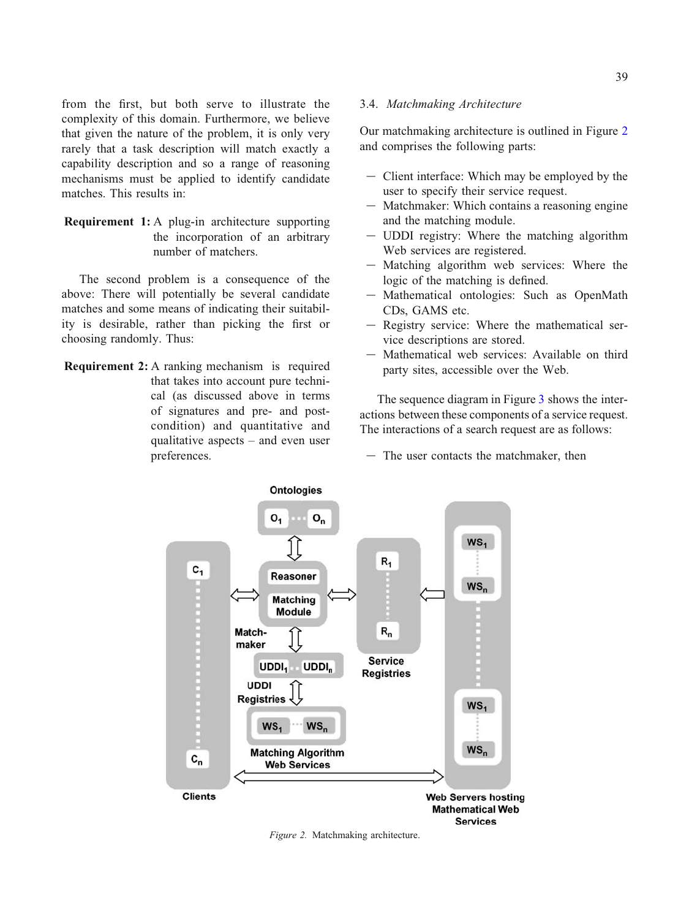from the first, but both serve to illustrate the complexity of this domain. Furthermore, we believe that given the nature of the problem, it is only very rarely that a task description will match exactly a capability description and so a range of reasoning mechanisms must be applied to identify candidate matches. This results in:

**Requirement 1:** A plug-in architecture supporting the incorporation of an arbitrary number of matchers.

The second problem is a consequence of the above: There will potentially be several candidate matches and some means of indicating their suitability is desirable, rather than picking the first or choosing randomly. Thus:

**Requirement 2:** A ranking mechanism is required that takes into account pure technical (as discussed above in terms of signatures and pre- and post-condition) and quantitative and qualitative aspects – and even user preferences.

### 3.4. *Matchmaking Architecture*

Our matchmaking architecture is outlined in Figure 2 and comprises the following parts:

- Client interface: Which may be employed by the user to specify their service request.
- Matchmaker: Which contains a reasoning engine and the matching module.
- UDDI registry: Where the matching algorithm Web services are registered.
- Matching algorithm web services: Where the logic of the matching is defined.
- Mathematical ontologies: Such as OpenMath CDs, GAMS etc.
- Registry service: Where the mathematical service descriptions are stored.
- Mathematical web services: Available on third party sites, accessible over the Web.

The sequence diagram in Figure 3 shows the interactions between these components of a service request. The interactions of a search request are as follows:

- The user contacts the matchmaker, then

Ontologies

$O_1$ ... $O_n$

Reasoner

Matching Module

Match-maker

$C_1$

$C_n$

Clients

$R_1$

$R_n$

Service Registries

$UDDI_1$ ... $UDDI_n$

UDDI Registries

$WS_1$ ... $WS_n$

Matching Algorithm Web Services

$WS_1$

$WS_n$

$WS_1$

$WS_n$

Web Servers hosting Mathematical Web Services

*Figure 2.* Matchmaking architecture.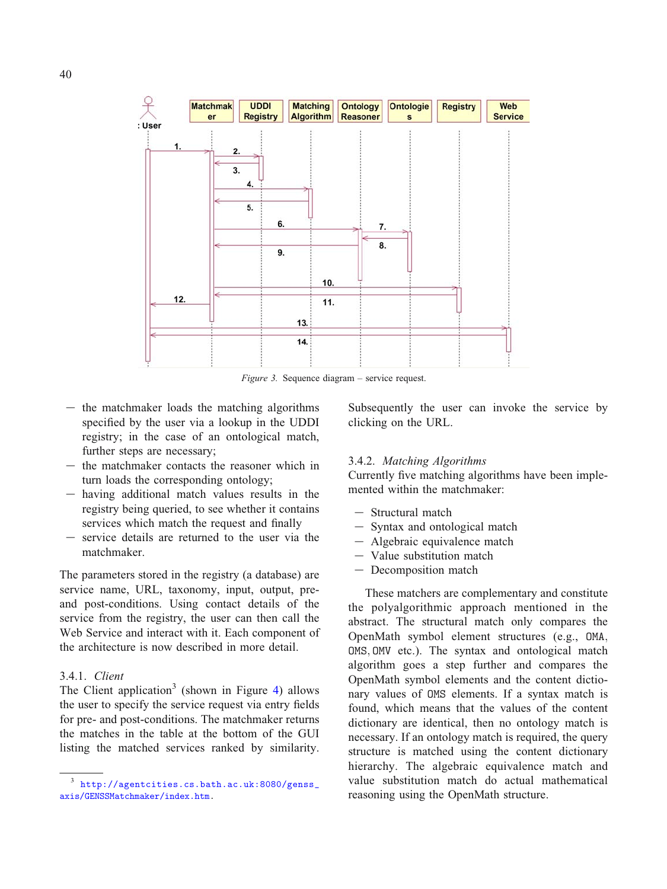: User

Matchmaker

UDDI Registry

Matching Algorithm

Ontology Reasoner

Ontologies

Registry

Web Service

1.

2.

3.

4.

5.

6.

7.

8.

9.

10.

11.

12.

13.

14.

*Figure 3.* Sequence diagram – service request.

- the matchmaker loads the matching algorithms specified by the user via a lookup in the UDDI registry; in the case of an ontological match, further steps are necessary;
- the matchmaker contacts the reasoner which in turn loads the corresponding ontology;
- having additional match values results in the registry being queried, to see whether it contains services which match the request and finally
- service details are returned to the user via the matchmaker.

The parameters stored in the registry (a database) are service name, URL, taxonomy, input, output, pre- and post-conditions. Using contact details of the service from the registry, the user can then call the Web Service and interact with it. Each component of the architecture is now described in more detail.

### 3.4.1. *Client*

The Client application[3] (shown in Figure 4) allows the user to specify the service request via entry fields for pre- and post-conditions. The matchmaker returns the matches in the table at the bottom of the GUI listing the matched services ranked by similarity. Subsequently the user can invoke the service by clicking on the URL.

[3] http://agentcities.cs.bath.ac.uk:8080/genss_axis/GENSSMatchmaker/index.htm.

### 3.4.2. *Matching Algorithms*

Currently five matching algorithms have been implemented within the matchmaker:

- Structural match
- Syntax and ontological match
- Algebraic equivalence match
- Value substitution match
- Decomposition match

These matchers are complementary and constitute the polyalgorithmic approach mentioned in the abstract. The structural match only compares the OpenMath symbol element structures (e.g., `OMA`, `OMS`, `OMV` etc.). The syntax and ontological match algorithm goes a step further and compares the OpenMath symbol elements and the content dictionary values of `OMS` elements. If a syntax match is found, which means that the values of the content dictionary are identical, then no ontology match is necessary. If an ontology match is required, the query structure is matched using the content dictionary hierarchy. The algebraic equivalence match and value substitution match do actual mathematical reasoning using the OpenMath structure.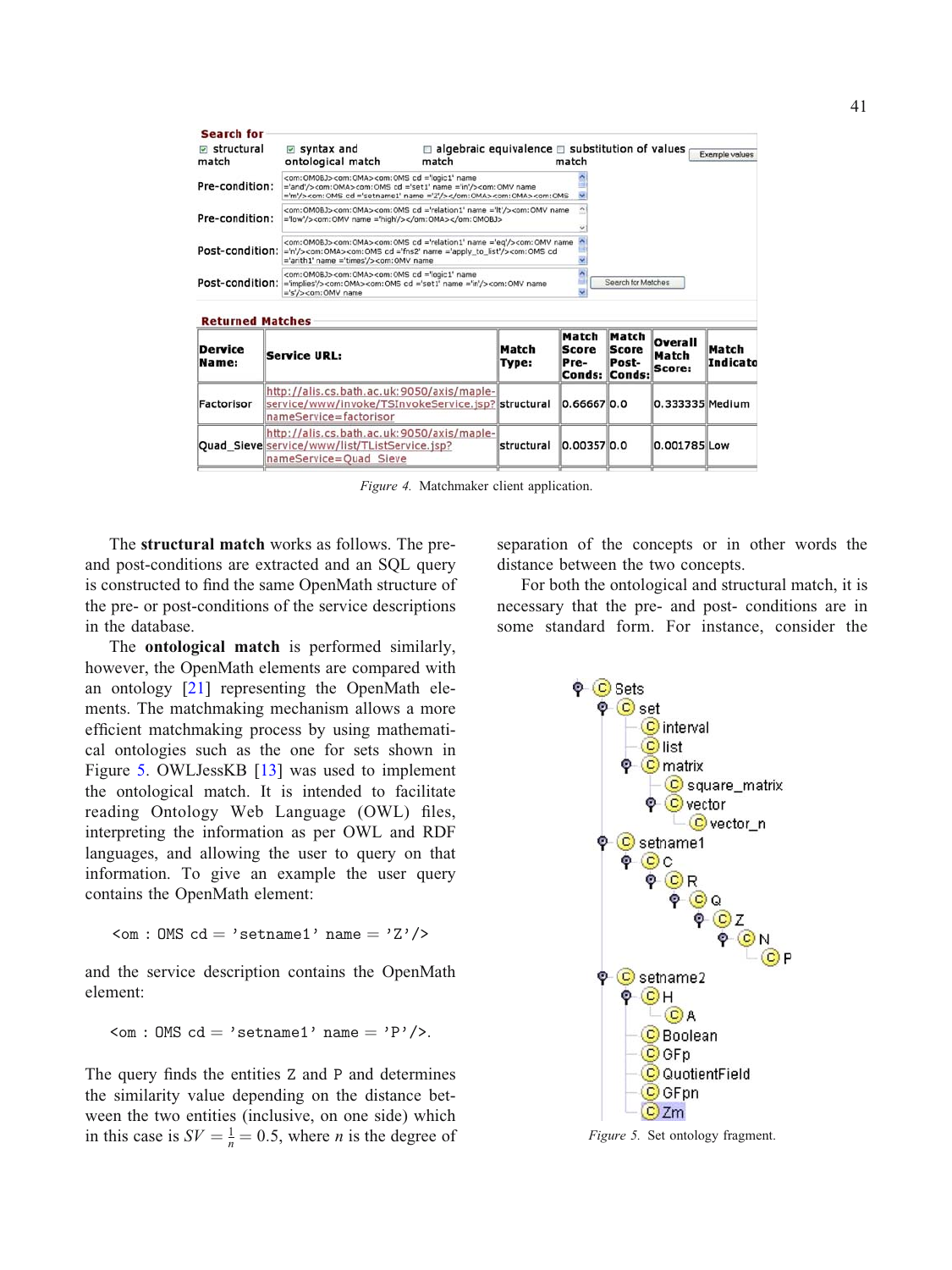Figure 4. Matchmaker client application.

The **structural match** works as follows. The pre- and post-conditions are extracted and an SQL query is constructed to find the same OpenMath structure of the pre- or post-conditions of the service descriptions in the database.

The **ontological match** is performed similarly, however, the OpenMath elements are compared with an ontology [21] representing the OpenMath elements. The matchmaking mechanism allows a more efficient matchmaking process by using mathematical ontologies such as the one for sets shown in Figure 5. OWLJessKB [13] was used to implement the ontological match. It is intended to facilitate reading Ontology Web Language (OWL) files, interpreting the information as per OWL and RDF languages, and allowing the user to query on that information. To give an example the user query contains the OpenMath element:

```
<om : OMS cd = 'setname1' name = 'Z'/>
```

and the service description contains the OpenMath element:

```
<om : OMS cd = 'setname1' name = 'P'/>.
```

The query finds the entities Z and P and determines the similarity value depending on the distance between the two entities (inclusive, on one side) which in this case is $SV = \frac{1}{n} = 0.5$, where $n$ is the degree of separation of the concepts or in other words the distance between the two concepts.

For both the ontological and structural match, it is necessary that the pre- and post- conditions are in some standard form. For instance, consider the

Figure 5. Set ontology fragment.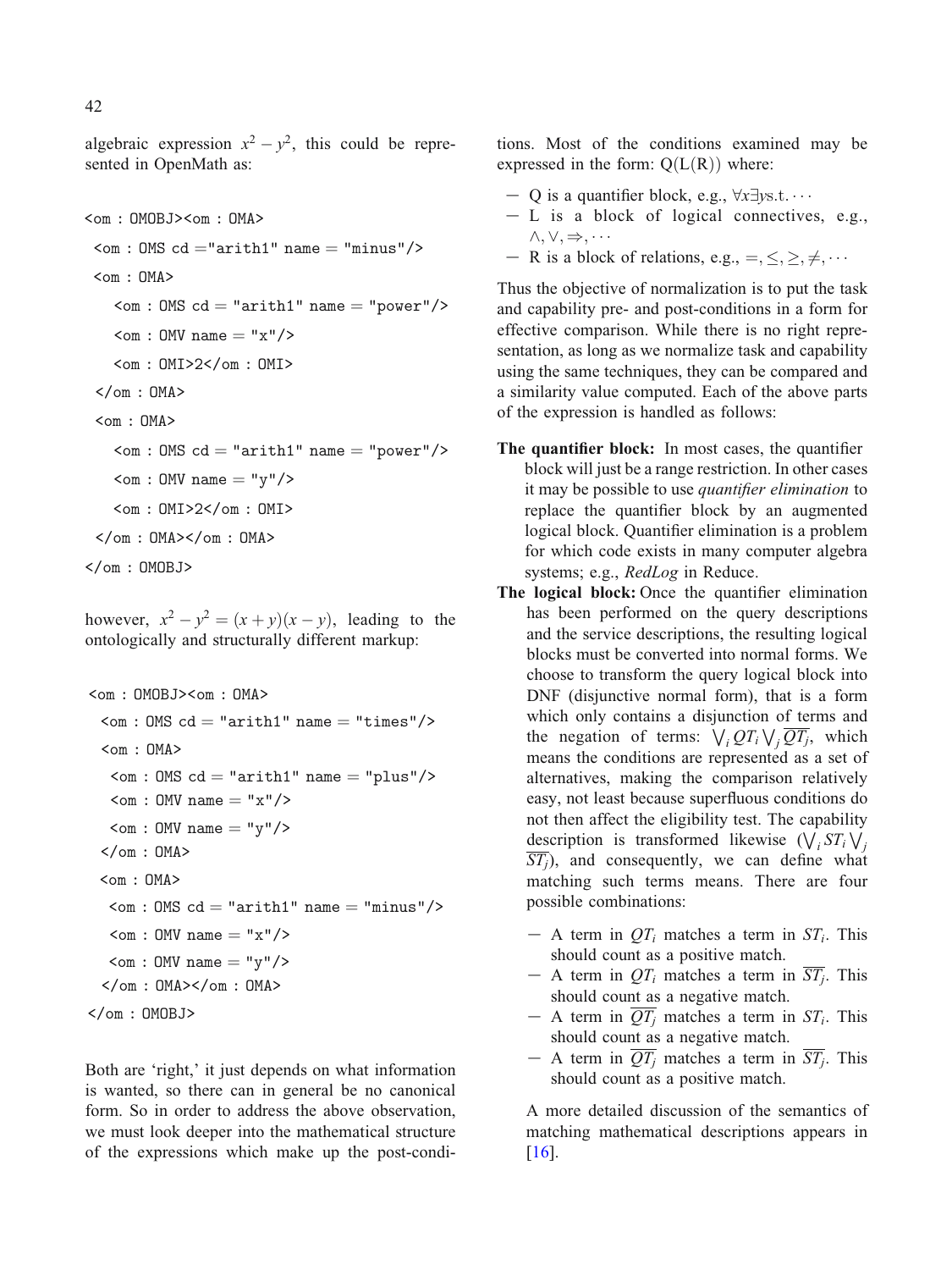algebraic expression $x^2 - y^2$, this could be represented in OpenMath as:

```
<om : OMOBJ><om : OMA>
 <om : OMS cd ="arith1" name = "minus"/>
 <om : OMA>
   <om : OMS cd = "arith1" name = "power"/>
   <om : OMV name = "x"/>
   <om : OMI>2</om : OMI>
 </om : OMA>
 <om : OMA>
   <om : OMS cd = "arith1" name = "power"/>
   <om : OMV name = "y"/>
   <om : OMI>2</om : OMI>
 </om : OMA></om : OMA>
</om : OMOBJ>
```

however, $x^2 - y^2 = (x + y)(x - y)$, leading to the ontologically and structurally different markup:

```
<om : OMOBJ><om : OMA>
  <om : OMS cd = "arith1" name = "times"/>
  <om : OMA>
   <om : OMS cd = "arith1" name = "plus"/>
   <om : OMV name = "x"/>
   <om : OMV name = "y"/>
  </om : OMA>
  <om : OMA>
   <om : OMS cd = "arith1" name = "minus"/>
   <om : OMV name = "x"/>
   <om : OMV name = "y"/>
  </om : OMA></om : OMA>
</om : OMOBJ>
```

Both are 'right,' it just depends on what information is wanted, so there can in general be no canonical form. So in order to address the above observation, we must look deeper into the mathematical structure of the expressions which make up the post-conditions. Most of the conditions examined may be expressed in the form: Q(L(R)) where:

- Q is a quantifier block, e.g., $\forall x \exists y \text{s.t.} \cdots$
- L is a block of logical connectives, e.g., $\wedge, \vee, \Rightarrow, \cdots$
- R is a block of relations, e.g., $=, \leq, \geq, \neq, \cdots$

Thus the objective of normalization is to put the task and capability pre- and post-conditions in a form for effective comparison. While there is no right representation, as long as we normalize task and capability using the same techniques, they can be compared and a similarity value computed. Each of the above parts of the expression is handled as follows:

**The quantifier block:** In most cases, the quantifier block will just be a range restriction. In other cases it may be possible to use *quantifier elimination* to replace the quantifier block by an augmented logical block. Quantifier elimination is a problem for which code exists in many computer algebra systems; e.g., *RedLog* in Reduce.

**The logical block:** Once the quantifier elimination has been performed on the query descriptions and the service descriptions, the resulting logical blocks must be converted into normal forms. We choose to transform the query logical block into DNF (disjunctive normal form), that is a form which only contains a disjunction of terms and the negation of terms: $\bigvee_i QT_i \bigvee_j \overline{QT_j}$, which means the conditions are represented as a set of alternatives, making the comparison relatively easy, not least because superfluous conditions do not then affect the eligibility test. The capability description is transformed likewise ($\bigvee_i ST_i \bigvee_j \overline{ST_j}$), and consequently, we can define what matching such terms means. There are four possible combinations:

- A term in $QT_i$ matches a term in $ST_i$. This should count as a positive match.
- A term in $QT_i$ matches a term in $\overline{ST_j}$. This should count as a negative match.
- A term in $\overline{QT_j}$ matches a term in $ST_i$. This should count as a negative match.
- A term in $\overline{QT_j}$ matches a term in $\overline{ST_j}$. This should count as a positive match.

A more detailed discussion of the semantics of matching mathematical descriptions appears in [16].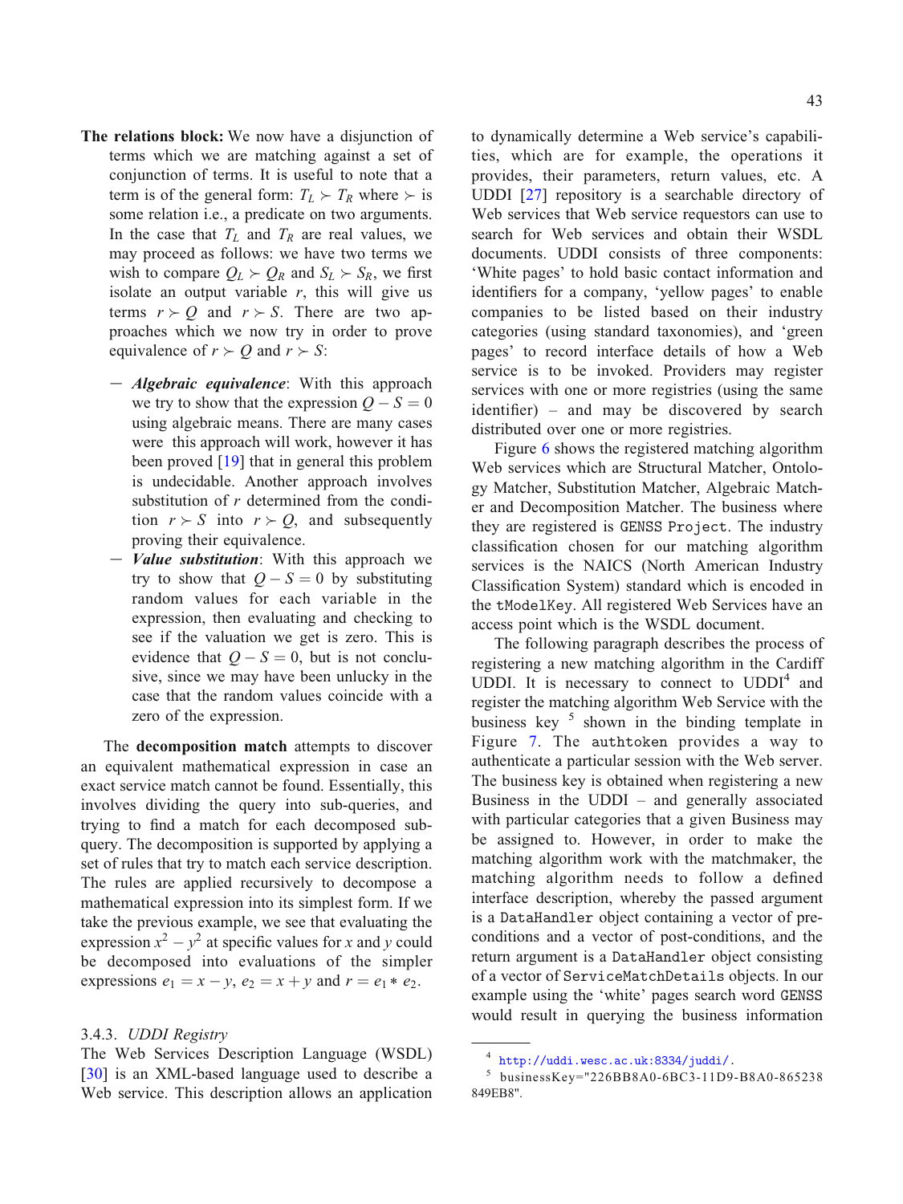**The relations block:** We now have a disjunction of terms which we are matching against a set of conjunction of terms. It is useful to note that a term is of the general form: $T_L \succ T_R$ where $\succ$ is some relation i.e., a predicate on two arguments. In the case that $T_L$ and $T_R$ are real values, we may proceed as follows: we have two terms we wish to compare $Q_L \succ Q_R$ and $S_L \succ S_R$, we first isolate an output variable $r$, this will give us terms $r \succ Q$ and $r \succ S$. There are two approaches which we now try in order to prove equivalence of $r \succ Q$ and $r \succ S$:

- ***Algebraic equivalence***: With this approach we try to show that the expression $Q - S = 0$ using algebraic means. There are many cases were this approach will work, however it has been proved [19] that in general this problem is undecidable. Another approach involves substitution of $r$ determined from the condition $r \succ S$ into $r \succ Q$, and subsequently proving their equivalence.
- ***Value substitution***: With this approach we try to show that $Q - S = 0$ by substituting random values for each variable in the expression, then evaluating and checking to see if the valuation we get is zero. This is evidence that $Q - S = 0$, but is not conclusive, since we may have been unlucky in the case that the random values coincide with a zero of the expression.

The **decomposition match** attempts to discover an equivalent mathematical expression in case an exact service match cannot be found. Essentially, this involves dividing the query into sub-queries, and trying to find a match for each decomposed sub-query. The decomposition is supported by applying a set of rules that try to match each service description. The rules are applied recursively to decompose a mathematical expression into its simplest form. If we take the previous example, we see that evaluating the expression $x^2 - y^2$ at specific values for $x$ and $y$ could be decomposed into evaluations of the simpler expressions $e_1 = x - y$, $e_2 = x + y$ and $r = e_1 * e_2$.

### 3.4.3. *UDDI Registry*

The Web Services Description Language (WSDL) [30] is an XML-based language used to describe a Web service. This description allows an application to dynamically determine a Web service's capabilities, which are for example, the operations it provides, their parameters, return values, etc. A UDDI [27] repository is a searchable directory of Web services that Web service requestors can use to search for Web services and obtain their WSDL documents. UDDI consists of three components: 'White pages' to hold basic contact information and identifiers for a company, 'yellow pages' to enable companies to be listed based on their industry categories (using standard taxonomies), and 'green pages' to record interface details of how a Web service is to be invoked. Providers may register services with one or more registries (using the same identifier) – and may be discovered by search distributed over one or more registries.

Figure 6 shows the registered matching algorithm Web services which are Structural Matcher, Ontology Matcher, Substitution Matcher, Algebraic Matcher and Decomposition Matcher. The business where they are registered is `GENSS Project`. The industry classification chosen for our matching algorithm services is the NAICS (North American Industry Classification System) standard which is encoded in the `tModelKey`. All registered Web Services have an access point which is the WSDL document.

The following paragraph describes the process of registering a new matching algorithm in the Cardiff UDDI. It is necessary to connect to UDDI[4] and register the matching algorithm Web Service with the business key [5] shown in the binding template in Figure 7. The `authtoken` provides a way to authenticate a particular session with the Web server. The business key is obtained when registering a new Business in the UDDI – and generally associated with particular categories that a given Business may be assigned to. However, in order to make the matching algorithm work with the matchmaker, the matching algorithm needs to follow a defined interface description, whereby the passed argument is a `DataHandler` object containing a vector of pre-conditions and a vector of post-conditions, and the return argument is a `DataHandler` object consisting of a vector of `ServiceMatchDetails` objects. In our example using the 'white' pages search word `GENSS` would result in querying the business information

[4] http://uddi.wesc.ac.uk:8334/juddi/.

[5] businessKey="226BB8A0-6BC3-11D9-B8A0-865238849EB8".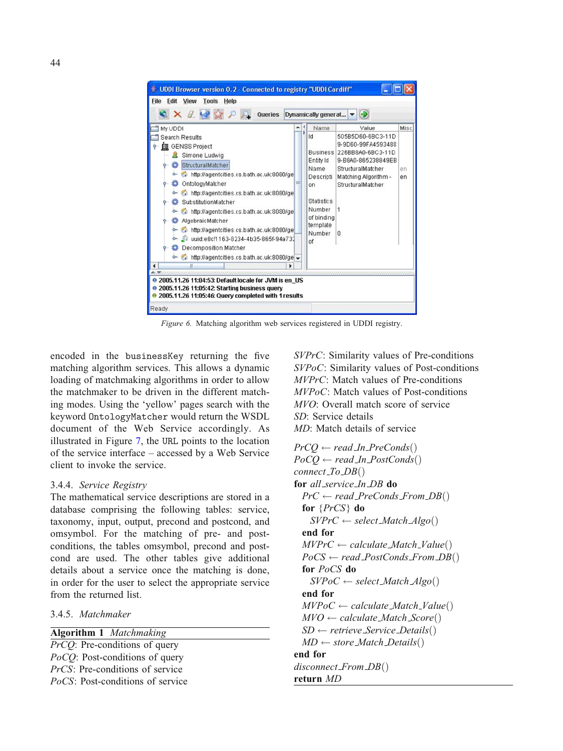*Figure 6.* Matching algorithm web services registered in UDDI registry.

encoded in the `businessKey` returning the five matching algorithm services. This allows a dynamic loading of matchmaking algorithms in order to allow the matchmaker to be driven in the different matching modes. Using the 'yellow' pages search with the keyword `OntologyMatcher` would return the WSDL document of the Web Service accordingly. As illustrated in Figure 7, the `URL` points to the location of the service interface – accessed by a Web Service client to invoke the service.

### 3.4.4. *Service Registry*

The mathematical service descriptions are stored in a database comprising the following tables: service, taxonomy, input, output, precond and postcond, and omsymbol. For the matching of pre- and post-conditions, the tables omsymbol, precond and postcond are used. The other tables give additional details about a service once the matching is done, in order for the user to select the appropriate service from the returned list.

### 3.4.5. *Matchmaker*

**Algorithm 1** *Matchmaking*

*PrCQ*: Pre-conditions of query
*PoCQ*: Post-conditions of query
*PrCS*: Pre-conditions of service
*PoCS*: Post-conditions of service
*SVPrC*: Similarity values of Pre-conditions
*SVPoC*: Similarity values of Post-conditions
*MVPrC*: Match values of Pre-conditions
*MVPoC*: Match values of Post-conditions
*MVO*: Overall match score of service
*SD*: Service details
*MD*: Match details of service

```
PrCQ ← read_In_PreConds()
PoCQ ← read_In_PostConds()
connect_To_DB()
for all_service_In_DB do
   PrC ← read_PreConds_From_DB()
   for {PrCS} do
      SVPrC ← select_Match_Algo()
   end for
   MVPrC ← calculate_Match_Value()
   PoCS ← read_PostConds_From_DB()
   for PoCS do
      SVPoC ← select_Match_Algo()
   end for
   MVPoC ← calculate_Match_Value()
   MVO ← calculate_Match_Score()
   SD ← retrieve_Service_Details()
   MD ← store_Match_Details()
end for
disconnect_From_DB()
return MD
```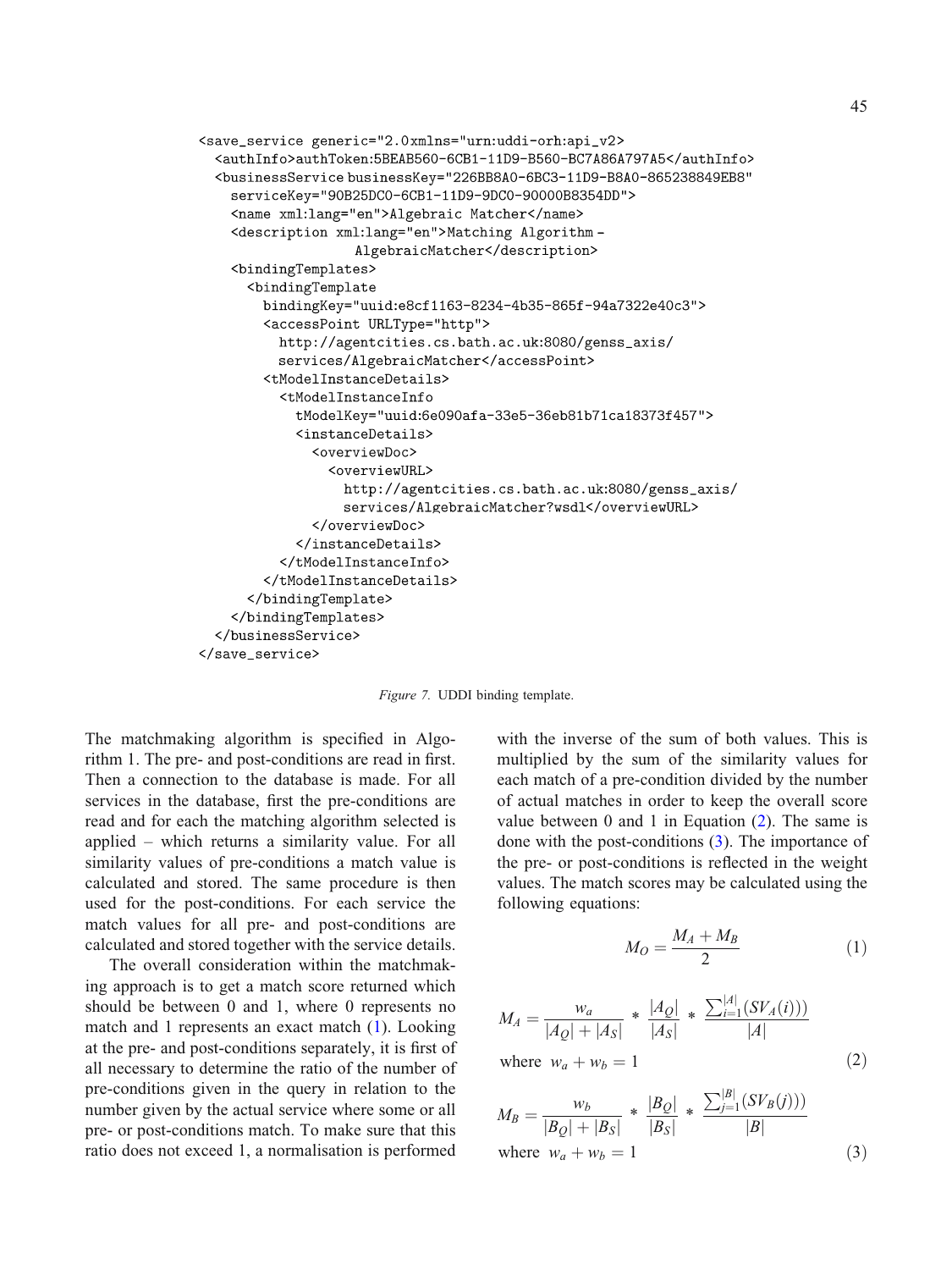```
<save_service generic="2.0xmlns="urn:uddi-orh:api_v2">
  <authInfo>authToken:5BEAB560-6CB1-11D9-B560-BC7A86A797A5</authInfo>
  <businessService businessKey="226BB8A0-6BC3-11D9-B8A0-865238849EB8"
    serviceKey="90B25DC0-6CB1-11D9-9DC0-90000B8354DD">
    <name xml:lang="en">Algebraic Matcher</name>
    <description xml:lang="en">Matching Algorithm -
                    AlgebraicMatcher</description>
    <bindingTemplates>
      <bindingTemplate
        bindingKey="uuid:e8cf1163-8234-4b35-865f-94a7322e40c3">
        <accessPoint URLType="http">
          http://agentcities.cs.bath.ac.uk:8080/genss_axis/
          services/AlgebraicMatcher</accessPoint>
        <tModelInstanceDetails>
          <tModelInstanceInfo
            tModelKey="uuid:6e090afa-33e5-36eb81b71ca18373f457">
            <instanceDetails>
              <overviewDoc>
                <overviewURL>
                  http://agentcities.cs.bath.ac.uk:8080/genss_axis/
                  services/AlgebraicMatcher?wsdl</overviewURL>
              </overviewDoc>
            </instanceDetails>
          </tModelInstanceInfo>
        </tModelInstanceDetails>
      </bindingTemplate>
    </bindingTemplates>
  </businessService>
</save_service>
```

*Figure 7.* UDDI binding template.

The matchmaking algorithm is specified in Algorithm 1. The pre- and post-conditions are read in first. Then a connection to the database is made. For all services in the database, first the pre-conditions are read and for each the matching algorithm selected is applied – which returns a similarity value. For all similarity values of pre-conditions a match value is calculated and stored. The same procedure is then used for the post-conditions. For each service the match values for all pre- and post-conditions are calculated and stored together with the service details.

The overall consideration within the matchmaking approach is to get a match score returned which should be between 0 and 1, where 0 represents no match and 1 represents an exact match (1). Looking at the pre- and post-conditions separately, it is first of all necessary to determine the ratio of the number of pre-conditions given in the query in relation to the number given by the actual service where some or all pre- or post-conditions match. To make sure that this ratio does not exceed 1, a normalisation is performed with the inverse of the sum of both values. This is multiplied by the sum of the similarity values for each match of a pre-condition divided by the number of actual matches in order to keep the overall score value between 0 and 1 in Equation (2). The same is done with the post-conditions (3). The importance of the pre- or post-conditions is reflected in the weight values. The match scores may be calculated using the following equations:

$$M_O = \frac{M_A + M_B}{2} \tag{1}$$

$$M_A = \frac{w_a}{|A_Q| + |A_S|} * \frac{|A_Q|}{|A_S|} * \frac{\sum_{i=1}^{|A|}(SV_A(i)))}{|A|}$$
$$\text{where } w_a + w_b = 1 \tag{2}$$

$$M_B = \frac{w_b}{|B_Q| + |B_S|} * \frac{|B_Q|}{|B_S|} * \frac{\sum_{j=1}^{|B|}(SV_B(j)))}{|B|}$$
$$\text{where } w_a + w_b = 1 \tag{3}$$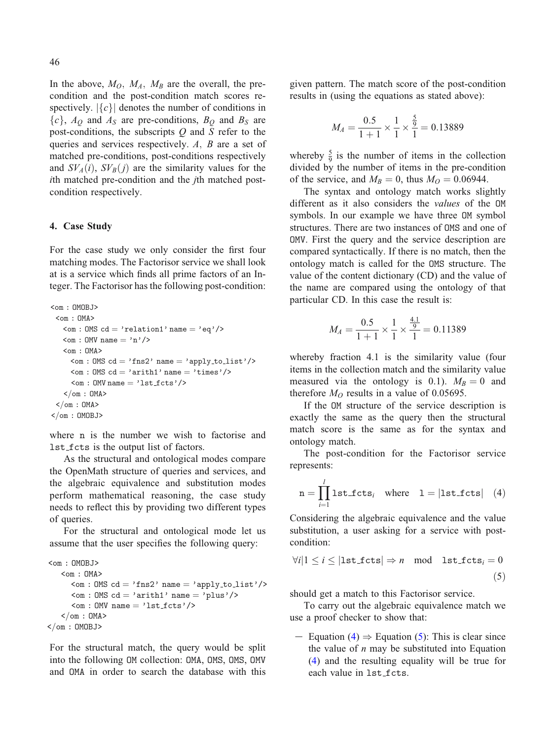In the above, $M_O$, $M_A$, $M_B$ are the overall, the pre-condition and the post-condition match scores respectively. $|\{c\}|$ denotes the number of conditions in $\{c\}$, $A_Q$ and $A_S$ are pre-conditions, $B_Q$ and $B_S$ are post-conditions, the subscripts $Q$ and $S$ refer to the queries and services respectively. $A$, $B$ are a set of matched pre-conditions, post-conditions respectively and $SV_A(i)$, $SV_B(j)$ are the similarity values for the $i$th matched pre-condition and the $j$th matched post-condition respectively.

## 4. Case Study

For the case study we only consider the first four matching modes. The Factorisor service we shall look at is a service which finds all prime factors of an Integer. The Factorisor has the following post-condition:

```
<om : OMOBJ>
 <om : OMA>
   <om : OMS cd = 'relation1' name = 'eq'/>
   <om : OMV name = 'n'/>
   <om : OMA>
     <om : OMS cd = 'fns2' name = 'apply_to_list'/>
     <om : OMS cd = 'arith1' name = 'times'/>
     <om : OMV name = 'lst_fcts'/>
   </om : OMA>
 </om : OMA>
</om : OMOBJ>
```

where `n` is the number we wish to factorise and `lst_fcts` is the output list of factors.

As the structural and ontological modes compare the OpenMath structure of queries and services, and the algebraic equivalence and substitution modes perform mathematical reasoning, the case study needs to reflect this by providing two different types of queries.

For the structural and ontological mode let us assume that the user specifies the following query:

```
<om : OMOBJ>
   <om : OMA>
     <om : OMS cd = 'fns2' name = 'apply_to_list'/>
     <om : OMS cd = 'arith1' name = 'plus'/>
     <om : OMV name = 'lst_fcts'/>
   </om : OMA>
</om : OMOBJ>
```

For the structural match, the query would be split into the following `OM` collection: `OMA`, `OMS`, `OMS`, `OMV` and `OMA` in order to search the database with this given pattern. The match score of the post-condition results in (using the equations as stated above):

$$M_A = \frac{0.5}{1+1} \times \frac{1}{1} \times \frac{\frac{5}{9}}{1} = 0.13889$$

whereby $\frac{5}{9}$ is the number of items in the collection divided by the number of items in the pre-condition of the service, and $M_B = 0$, thus $M_O = 0.06944$.

The syntax and ontology match works slightly different as it also considers the *values* of the `OM` symbols. In our example we have three `OM` symbol structures. There are two instances of `OMS` and one of `OMV`. First the query and the service description are compared syntactically. If there is no match, then the ontology match is called for the `OMS` structure. The value of the content dictionary (CD) and the value of the name are compared using the ontology of that particular CD. In this case the result is:

$$M_A = \frac{0.5}{1+1} \times \frac{1}{1} \times \frac{\frac{4.1}{9}}{1} = 0.11389$$

whereby fraction 4.1 is the similarity value (four items in the collection match and the similarity value measured via the ontology is 0.1). $M_B = 0$ and therefore $M_O$ results in a value of 0.05695.

If the `OM` structure of the service description is exactly the same as the query then the structural match score is the same as for the syntax and ontology match.

The post-condition for the Factorisor service represents:

$$\mathtt{n} = \prod_{i=1}^{l} \mathtt{lst\_fcts}_i \quad \text{where} \quad \mathtt{l} = |\mathtt{lst\_fcts}| \qquad (4)$$

Considering the algebraic equivalence and the value substitution, a user asking for a service with post-condition:

$$\forall i | 1 \leq i \leq |\mathtt{lst\_fcts}| \Rightarrow n \mod \mathtt{lst\_fcts}_i = 0 \qquad (5)$$

should get a match to this Factorisor service.

To carry out the algebraic equivalence match we use a proof checker to show that:

- Equation (4) ⇒ Equation (5): This is clear since the value of $n$ may be substituted into Equation (4) and the resulting equality will be true for each value in `lst_fcts`.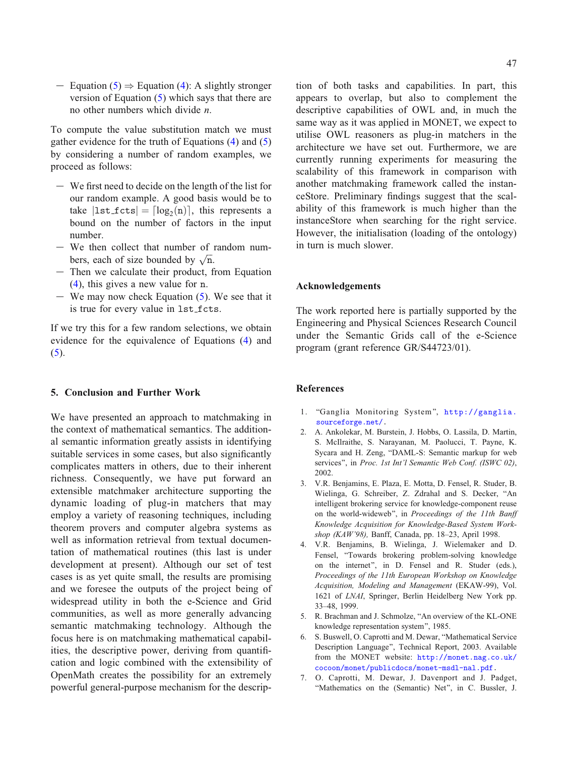- Equation (5) ⇒ Equation (4): A slightly stronger version of Equation (5) which says that there are no other numbers which divide *n*.

To compute the value substitution match we must gather evidence for the truth of Equations (4) and (5) by considering a number of random examples, we proceed as follows:

- We first need to decide on the length of the list for our random example. A good basis would be to take $|\texttt{lst\_fcts}| = \lceil \log_2(\texttt{n}) \rceil$, this represents a bound on the number of factors in the input number.
- We then collect that number of random numbers, each of size bounded by $\sqrt{\texttt{n}}$.
- Then we calculate their product, from Equation (4), this gives a new value for `n`.
- We may now check Equation (5). We see that it is true for every value in `lst_fcts`.

If we try this for a few random selections, we obtain evidence for the equivalence of Equations (4) and (5).

## 5. Conclusion and Further Work

We have presented an approach to matchmaking in the context of mathematical semantics. The additional semantic information greatly assists in identifying suitable services in some cases, but also significantly complicates matters in others, due to their inherent richness. Consequently, we have put forward an extensible matchmaker architecture supporting the dynamic loading of plug-in matchers that may employ a variety of reasoning techniques, including theorem provers and computer algebra systems as well as information retrieval from textual documentation of mathematical routines (this last is under development at present). Although our set of test cases is as yet quite small, the results are promising and we foresee the outputs of the project being of widespread utility in both the e-Science and Grid communities, as well as more generally advancing semantic matchmaking technology. Although the focus here is on matchmaking mathematical capabilities, the descriptive power, deriving from quantification and logic combined with the extensibility of OpenMath creates the possibility for an extremely powerful general-purpose mechanism for the description of both tasks and capabilities. In part, this appears to overlap, but also to complement the descriptive capabilities of OWL and, in much the same way as it was applied in MONET, we expect to utilise OWL reasoners as plug-in matchers in the architecture we have set out. Furthermore, we are currently running experiments for measuring the scalability of this framework in comparison with another matchmaking framework called the instanceStore. Preliminary findings suggest that the scalability of this framework is much higher than the instanceStore when searching for the right service. However, the initialisation (loading of the ontology) in turn is much slower.

## Acknowledgements

The work reported here is partially supported by the Engineering and Physical Sciences Research Council under the Semantic Grids call of the e-Science program (grant reference GR/S44723/01).

## References

1. "Ganglia Monitoring System", http://ganglia.sourceforge.net/.
2. A. Ankolekar, M. Burstein, J. Hobbs, O. Lassila, D. Martin, S. McIlraithe, S. Narayanan, M. Paolucci, T. Payne, K. Sycara and H. Zeng, "DAML-S: Semantic markup for web services", in *Proc. 1st Int'l Semantic Web Conf. (ISWC 02)*, 2002.
3. V.R. Benjamins, E. Plaza, E. Motta, D. Fensel, R. Studer, B. Wielinga, G. Schreiber, Z. Zdrahal and S. Decker, "An intelligent brokering service for knowledge-component reuse on the world-wideweb", in *Proceedings of the 11th Banff Knowledge Acquisition for Knowledge-Based System Workshop (KAW'98),* Banff, Canada, pp. 18–23, April 1998.
4. V.R. Benjamins, B. Wielinga, J. Wielemaker and D. Fensel, "Towards brokering problem-solving knowledge on the internet", in D. Fensel and R. Studer (eds.), *Proceedings of the 11th European Workshop on Knowledge Acquisition, Modeling and Management* (EKAW-99), Vol. 1621 of *LNAI*, Springer, Berlin Heidelberg New York pp. 33–48, 1999.
5. R. Brachman and J. Schmolze, "An overview of the KL-ONE knowledge representation system", 1985.
6. S. Buswell, O. Caprotti and M. Dewar, "Mathematical Service Description Language", Technical Report, 2003. Available from the MONET website: http://monet.nag.co.uk/cocoon/monet/publicdocs/monet-msdl-nal.pdf.
7. O. Caprotti, M. Dewar, J. Davenport and J. Padget, "Mathematics on the (Semantic) Net", in C. Bussler, J.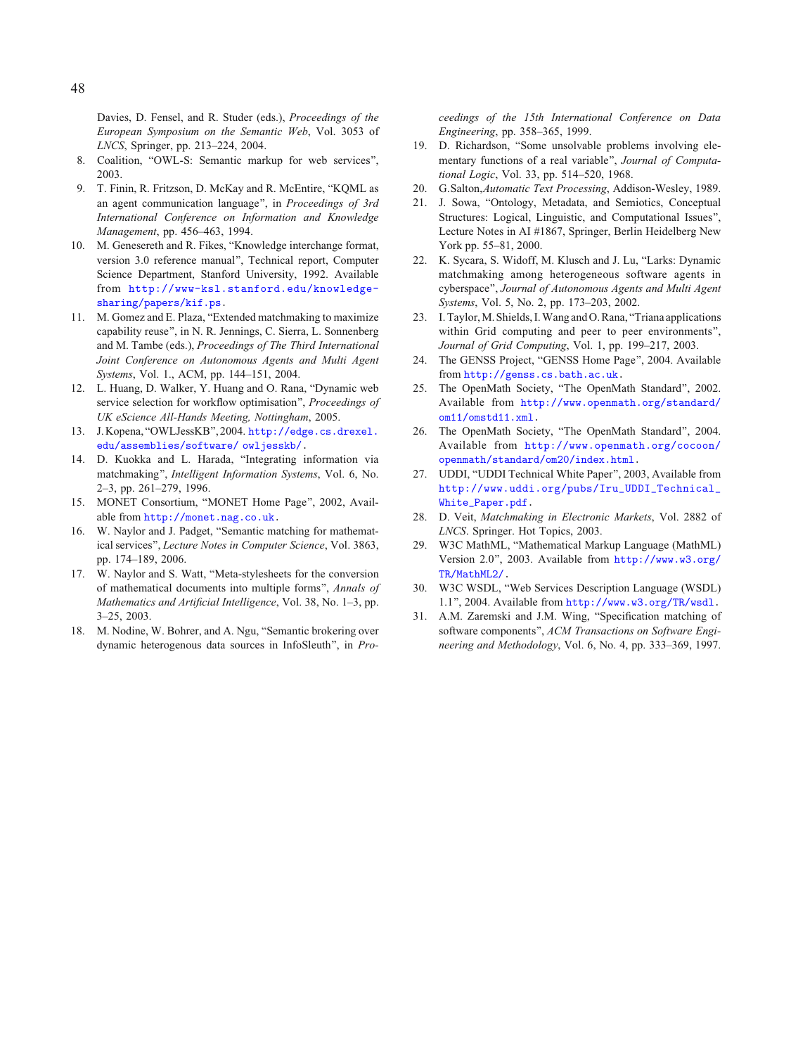Davies, D. Fensel, and R. Studer (eds.), *Proceedings of the European Symposium on the Semantic Web*, Vol. 3053 of *LNCS*, Springer, pp. 213–224, 2004.

8. Coalition, "OWL-S: Semantic markup for web services", 2003.
9. T. Finin, R. Fritzson, D. McKay and R. McEntire, "KQML as an agent communication language", in *Proceedings of 3rd International Conference on Information and Knowledge Management*, pp. 456–463, 1994.
10. M. Genesereth and R. Fikes, "Knowledge interchange format, version 3.0 reference manual", Technical report, Computer Science Department, Stanford University, 1992. Available from http://www-ksl.stanford.edu/knowledge-sharing/papers/kif.ps.
11. M. Gomez and E. Plaza, "Extended matchmaking to maximize capability reuse", in N. R. Jennings, C. Sierra, L. Sonnenberg and M. Tambe (eds.), *Proceedings of The Third International Joint Conference on Autonomous Agents and Multi Agent Systems*, Vol. 1., ACM, pp. 144–151, 2004.
12. L. Huang, D. Walker, Y. Huang and O. Rana, "Dynamic web service selection for workflow optimisation", *Proceedings of UK eScience All-Hands Meeting, Nottingham*, 2005.
13. J. Kopena, "OWLJessKB", 2004. http://edge.cs.drexel.edu/assemblies/software/ owljesskb/.
14. D. Kuokka and L. Harada, "Integrating information via matchmaking", *Intelligent Information Systems*, Vol. 6, No. 2–3, pp. 261–279, 1996.
15. MONET Consortium, "MONET Home Page", 2002, Available from http://monet.nag.co.uk.
16. W. Naylor and J. Padget, "Semantic matching for mathematical services", *Lecture Notes in Computer Science*, Vol. 3863, pp. 174–189, 2006.
17. W. Naylor and S. Watt, "Meta-stylesheets for the conversion of mathematical documents into multiple forms", *Annals of Mathematics and Artificial Intelligence*, Vol. 38, No. 1–3, pp. 3–25, 2003.
18. M. Nodine, W. Bohrer, and A. Ngu, "Semantic brokering over dynamic heterogenous data sources in InfoSleuth", in *Proceedings of the 15th International Conference on Data Engineering*, pp. 358–365, 1999.
19. D. Richardson, "Some unsolvable problems involving elementary functions of a real variable", *Journal of Computational Logic*, Vol. 33, pp. 514–520, 1968.
20. G.Salton, *Automatic Text Processing*, Addison-Wesley, 1989.
21. J. Sowa, "Ontology, Metadata, and Semiotics, Conceptual Structures: Logical, Linguistic, and Computational Issues", Lecture Notes in AI #1867, Springer, Berlin Heidelberg New York pp. 55–81, 2000.
22. K. Sycara, S. Widoff, M. Klusch and J. Lu, "Larks: Dynamic matchmaking among heterogeneous software agents in cyberspace", *Journal of Autonomous Agents and Multi Agent Systems*, Vol. 5, No. 2, pp. 173–203, 2002.
23. I. Taylor, M. Shields, I. Wang and O. Rana, "Triana applications within Grid computing and peer to peer environments", *Journal of Grid Computing*, Vol. 1, pp. 199–217, 2003.
24. The GENSS Project, "GENSS Home Page", 2004. Available from http://genss.cs.bath.ac.uk.
25. The OpenMath Society, "The OpenMath Standard", 2002. Available from http://www.openmath.org/standard/om11/omstd11.xml.
26. The OpenMath Society, "The OpenMath Standard", 2004. Available from http://www.openmath.org/cocoon/openmath/standard/om20/index.html.
27. UDDI, "UDDI Technical White Paper", 2003, Available from http://www.uddi.org/pubs/Iru_UDDI_Technical_White_Paper.pdf.
28. D. Veit, *Matchmaking in Electronic Markets*, Vol. 2882 of *LNCS*. Springer. Hot Topics, 2003.
29. W3C MathML, "Mathematical Markup Language (MathML) Version 2.0", 2003. Available from http://www.w3.org/TR/MathML2/.
30. W3C WSDL, "Web Services Description Language (WSDL) 1.1", 2004. Available from http://www.w3.org/TR/wsdl.
31. A.M. Zaremski and J.M. Wing, "Specification matching of software components", *ACM Transactions on Software Engineering and Methodology*, Vol. 6, No. 4, pp. 333–369, 1997.